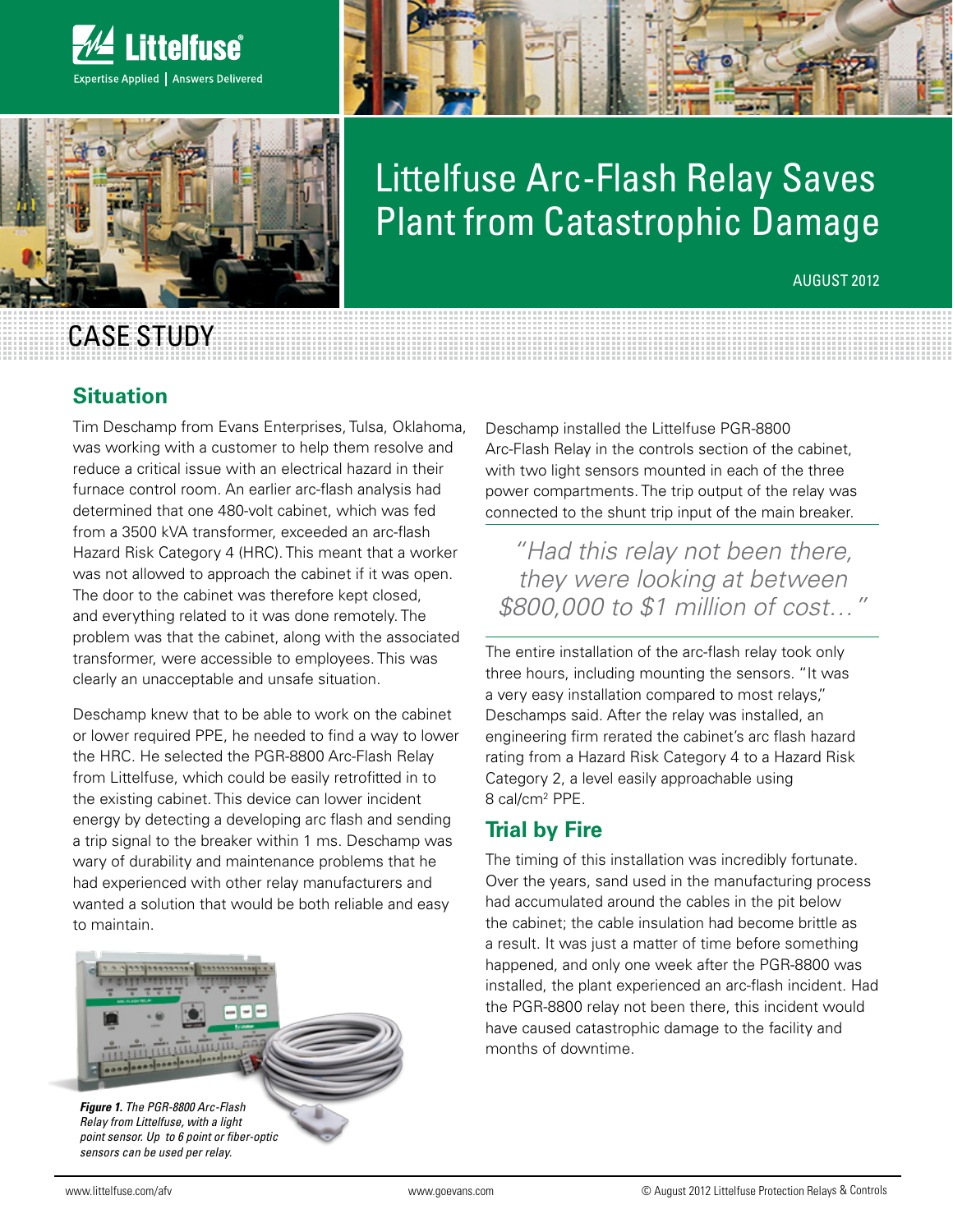Littelfuse

Expertise Applied | Answers Delivered

# Littelfuse Arc-Flash Relay Saves Plant from Catastrophic Damage

AUGUST 2012

CASE STUDY

## Situation

Tim Deschamp from Evans Enterprises, Tulsa, Oklahoma, was working with a customer to help them resolve and reduce a critical issue with an electrical hazard in their furnace control room. An earlier arc-flash analysis had determined that one 480-volt cabinet, which was fed from a 3500 kVA transformer, exceeded an arc-flash Hazard Risk Category 4 (HRC). This meant that a worker was not allowed to approach the cabinet if it was open. The door to the cabinet was therefore kept closed, and everything related to it was done remotely. The problem was that the cabinet, along with the associated transformer, were accessible to employees. This was clearly an unacceptable and unsafe situation.

Deschamp knew that to be able to work on the cabinet or lower required PPE, he needed to find a way to lower the HRC. He selected the PGR-8800 Arc-Flash Relay from Littelfuse, which could be easily retrofitted in to the existing cabinet. This device can lower incident energy by detecting a developing arc flash and sending a trip signal to the breaker within 1 ms. Deschamp was wary of durability and maintenance problems that he had experienced with other relay manufacturers and wanted a solution that would be both reliable and easy to maintain.

***Figure 1.*** *The PGR-8800 Arc-Flash Relay from Littelfuse, with a light point sensor. Up to 6 point or fiber-optic sensors can be used per relay.*

Deschamp installed the Littelfuse PGR-8800 Arc-Flash Relay in the controls section of the cabinet, with two light sensors mounted in each of the three power compartments. The trip output of the relay was connected to the shunt trip input of the main breaker.

> *"Had this relay not been there, they were looking at between \$800,000 to \$1 million of cost…"*

The entire installation of the arc-flash relay took only three hours, including mounting the sensors. "It was a very easy installation compared to most relays," Deschamps said. After the relay was installed, an engineering firm rerated the cabinet's arc flash hazard rating from a Hazard Risk Category 4 to a Hazard Risk Category 2, a level easily approachable using 8 cal/cm$^2$ PPE.

## Trial by Fire

The timing of this installation was incredibly fortunate. Over the years, sand used in the manufacturing process had accumulated around the cables in the pit below the cabinet; the cable insulation had become brittle as a result. It was just a matter of time before something happened, and only one week after the PGR-8800 was installed, the plant experienced an arc-flash incident. Had the PGR-8800 relay not been there, this incident would have caused catastrophic damage to the facility and months of downtime.

www.littelfuse.com/afv    www.goevans.com    © August 2012 Littelfuse Protection Relays & Controls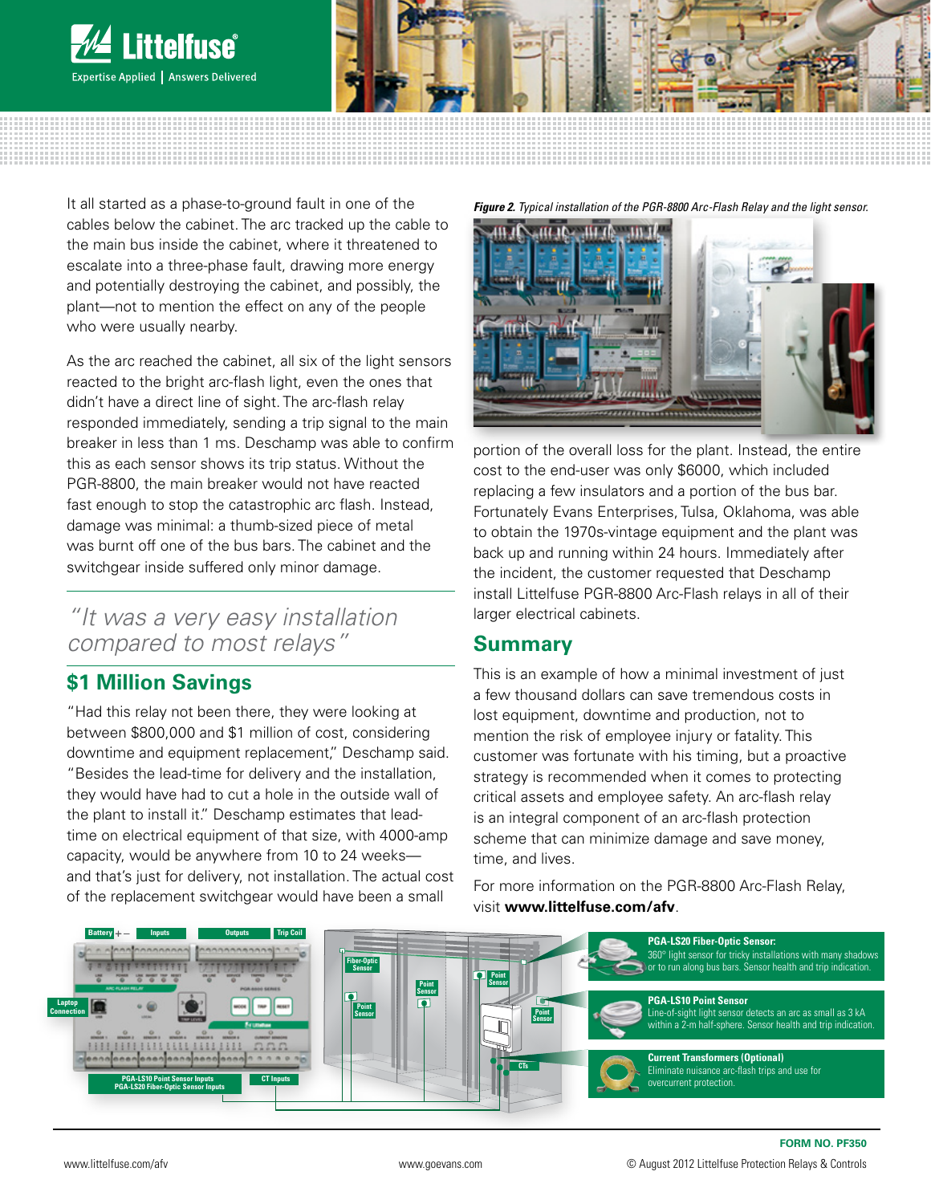It all started as a phase-to-ground fault in one of the cables below the cabinet. The arc tracked up the cable to the main bus inside the cabinet, where it threatened to escalate into a three-phase fault, drawing more energy and potentially destroying the cabinet, and possibly, the plant—not to mention the effect on any of the people who were usually nearby.

As the arc reached the cabinet, all six of the light sensors reacted to the bright arc-flash light, even the ones that didn't have a direct line of sight. The arc-flash relay responded immediately, sending a trip signal to the main breaker in less than 1 ms. Deschamp was able to confirm this as each sensor shows its trip status. Without the PGR-8800, the main breaker would not have reacted fast enough to stop the catastrophic arc flash. Instead, damage was minimal: a thumb-sized piece of metal was burnt off one of the bus bars. The cabinet and the switchgear inside suffered only minor damage.

*"It was a very easy installation compared to most relays"*

## $1 Million Savings

"Had this relay not been there, they were looking at between $800,000 and $1 million of cost, considering downtime and equipment replacement," Deschamp said. "Besides the lead-time for delivery and the installation, they would have had to cut a hole in the outside wall of the plant to install it." Deschamp estimates that lead-time on electrical equipment of that size, with 4000-amp capacity, would be anywhere from 10 to 24 weeks—and that's just for delivery, not installation. The actual cost of the replacement switchgear would have been a small portion of the overall loss for the plant. Instead, the entire cost to the end-user was only $6000, which included replacing a few insulators and a portion of the bus bar. Fortunately Evans Enterprises, Tulsa, Oklahoma, was able to obtain the 1970s-vintage equipment and the plant was back up and running within 24 hours. Immediately after the incident, the customer requested that Deschamp install Littelfuse PGR-8800 Arc-Flash relays in all of their larger electrical cabinets.

***Figure 2.*** *Typical installation of the PGR-8800 Arc-Flash Relay and the light sensor.*

## Summary

This is an example of how a minimal investment of just a few thousand dollars can save tremendous costs in lost equipment, downtime and production, not to mention the risk of employee injury or fatality. This customer was fortunate with his timing, but a proactive strategy is recommended when it comes to protecting critical assets and employee safety. An arc-flash relay is an integral component of an arc-flash protection scheme that can minimize damage and save money, time, and lives.

For more information on the PGR-8800 Arc-Flash Relay, visit **www.littelfuse.com/afv**.

Battery + –
Inputs
Outputs
Trip Coil
Laptop Connection
PGA-LS10 Point Sensor Inputs
PGA-LS20 Fiber-Optic Sensor Inputs
CT Inputs
Fiber-Optic Sensor
Point Sensor
Point Sensor
Point Sensor
Point Sensor
CTs

**PGA-LS20 Fiber-Optic Sensor:**
360° light sensor for tricky installations with many shadows or to run along bus bars. Sensor health and trip indication.

**PGA-LS10 Point Sensor**
Line-of-sight light sensor detects an arc as small as 3 kA within a 2-m half-sphere. Sensor health and trip indication.

**Current Transformers (Optional)**
Eliminate nuisance arc-flash trips and use for overcurrent protection.

**FORM NO. PF350**

www.littelfuse.com/afv www.goevans.com © August 2012 Littelfuse Protection Relays & Controls